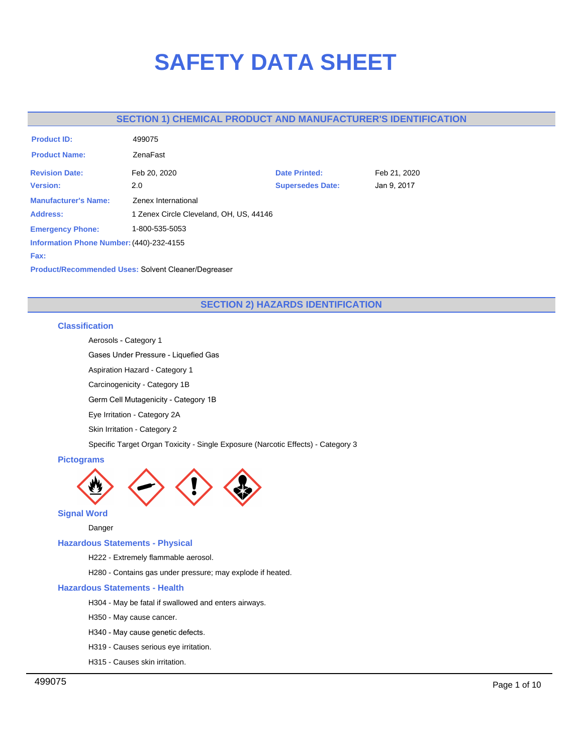# SAFETY DATA SHEET

## SECTION 1) CHEMICAL PRODUCT AND MANUFACTURER'S IDENTIFICATION

| | | | |
|---|---|---|---|
| **Product ID:** | 499075 | | |
| **Product Name:** | ZenaFast | | |
| **Revision Date:** | Feb 20, 2020 | **Date Printed:** | Feb 21, 2020 |
| **Version:** | 2.0 | **Supersedes Date:** | Jan 9, 2017 |
| **Manufacturer's Name:** | Zenex International | | |
| **Address:** | 1 Zenex Circle Cleveland, OH, US, 44146 | | |
| **Emergency Phone:** | 1-800-535-5053 | | |
| **Information Phone Number:** | (440)-232-4155 | | |
| **Fax:** | | | |

**Product/Recommended Uses:** Solvent Cleaner/Degreaser

## SECTION 2) HAZARDS IDENTIFICATION

### Classification

Aerosols - Category 1

Gases Under Pressure - Liquefied Gas

Aspiration Hazard - Category 1

Carcinogenicity - Category 1B

Germ Cell Mutagenicity - Category 1B

Eye Irritation - Category 2A

Skin Irritation - Category 2

Specific Target Organ Toxicity - Single Exposure (Narcotic Effects) - Category 3

### Pictograms

### Signal Word

Danger

### Hazardous Statements - Physical

H222 - Extremely flammable aerosol.

H280 - Contains gas under pressure; may explode if heated.

### Hazardous Statements - Health

H304 - May be fatal if swallowed and enters airways.

H350 - May cause cancer.

H340 - May cause genetic defects.

H319 - Causes serious eye irritation.

H315 - Causes skin irritation.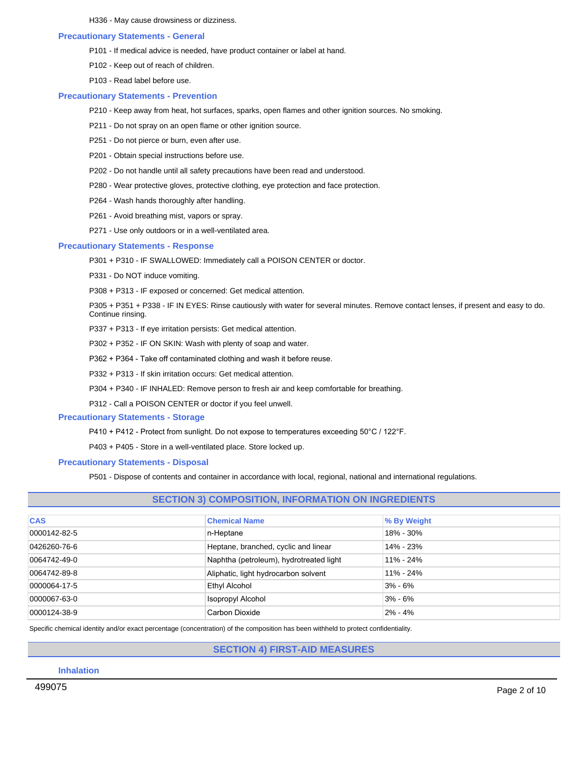H336 - May cause drowsiness or dizziness.

### Precautionary Statements - General

P101 - If medical advice is needed, have product container or label at hand.

P102 - Keep out of reach of children.

P103 - Read label before use.

### Precautionary Statements - Prevention

P210 - Keep away from heat, hot surfaces, sparks, open flames and other ignition sources. No smoking.

P211 - Do not spray on an open flame or other ignition source.

P251 - Do not pierce or burn, even after use.

P201 - Obtain special instructions before use.

P202 - Do not handle until all safety precautions have been read and understood.

P280 - Wear protective gloves, protective clothing, eye protection and face protection.

P264 - Wash hands thoroughly after handling.

P261 - Avoid breathing mist, vapors or spray.

P271 - Use only outdoors or in a well-ventilated area.

### Precautionary Statements - Response

P301 + P310 - IF SWALLOWED: Immediately call a POISON CENTER or doctor.

P331 - Do NOT induce vomiting.

P308 + P313 - IF exposed or concerned: Get medical attention.

P305 + P351 + P338 - IF IN EYES: Rinse cautiously with water for several minutes. Remove contact lenses, if present and easy to do. Continue rinsing.

P337 + P313 - If eye irritation persists: Get medical attention.

P302 + P352 - IF ON SKIN: Wash with plenty of soap and water.

P362 + P364 - Take off contaminated clothing and wash it before reuse.

P332 + P313 - If skin irritation occurs: Get medical attention.

P304 + P340 - IF INHALED: Remove person to fresh air and keep comfortable for breathing.

P312 - Call a POISON CENTER or doctor if you feel unwell.

### Precautionary Statements - Storage

P410 + P412 - Protect from sunlight. Do not expose to temperatures exceeding 50°C / 122°F.

P403 + P405 - Store in a well-ventilated place. Store locked up.

### Precautionary Statements - Disposal

P501 - Dispose of contents and container in accordance with local, regional, national and international regulations.

## SECTION 3) COMPOSITION, INFORMATION ON INGREDIENTS

| CAS | Chemical Name | % By Weight |
|---|---|---|
| 0000142-82-5 | n-Heptane | 18% - 30% |
| 0426260-76-6 | Heptane, branched, cyclic and linear | 14% - 23% |
| 0064742-49-0 | Naphtha (petroleum), hydrotreated light | 11% - 24% |
| 0064742-89-8 | Aliphatic, light hydrocarbon solvent | 11% - 24% |
| 0000064-17-5 | Ethyl Alcohol | 3% - 6% |
| 0000067-63-0 | Isopropyl Alcohol | 3% - 6% |
| 0000124-38-9 | Carbon Dioxide | 2% - 4% |

Specific chemical identity and/or exact percentage (concentration) of the composition has been withheld to protect confidentiality.

## SECTION 4) FIRST-AID MEASURES

### Inhalation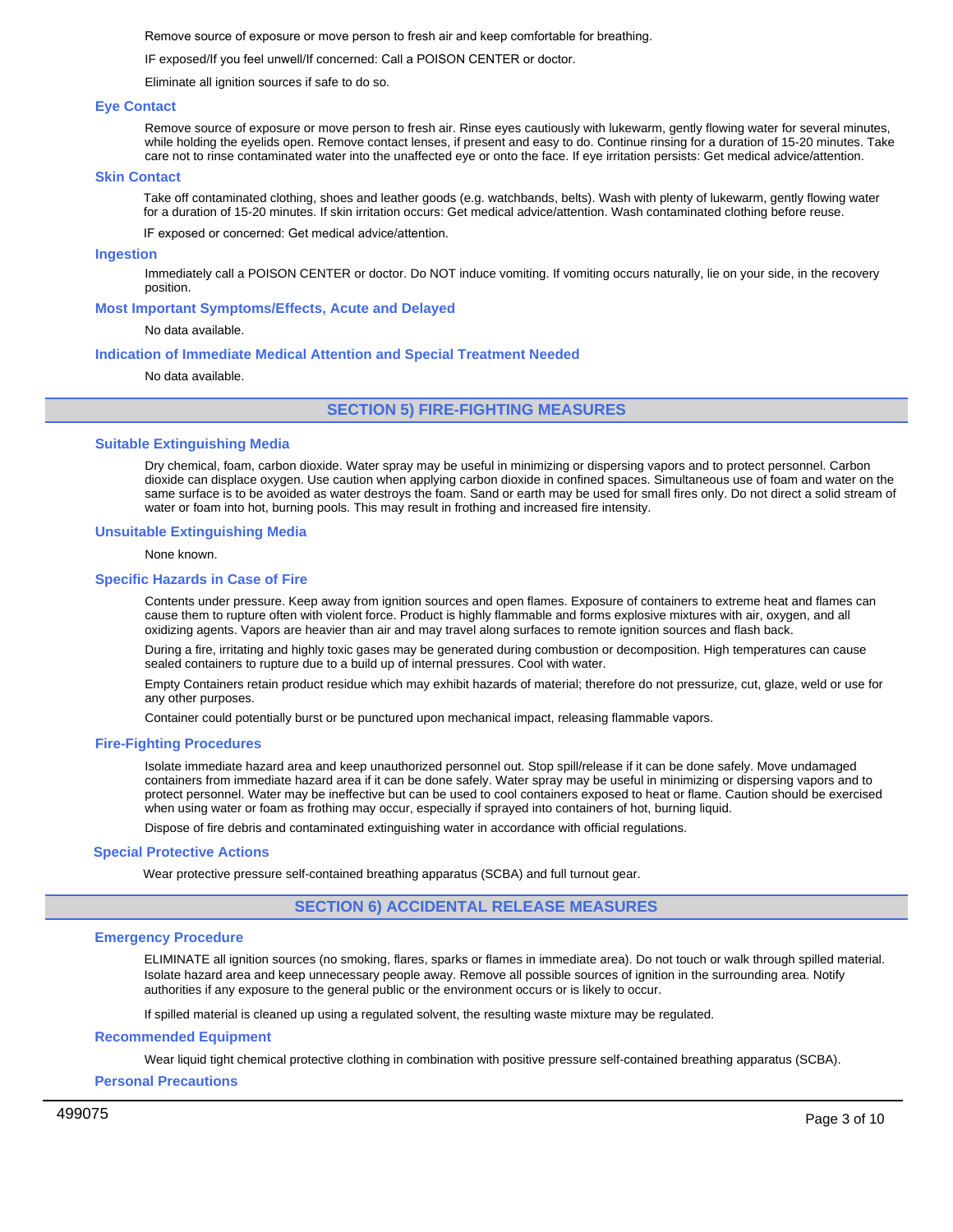Remove source of exposure or move person to fresh air and keep comfortable for breathing.

IF exposed/If you feel unwell/If concerned: Call a POISON CENTER or doctor.

Eliminate all ignition sources if safe to do so.

### Eye Contact

Remove source of exposure or move person to fresh air. Rinse eyes cautiously with lukewarm, gently flowing water for several minutes, while holding the eyelids open. Remove contact lenses, if present and easy to do. Continue rinsing for a duration of 15-20 minutes. Take care not to rinse contaminated water into the unaffected eye or onto the face. If eye irritation persists: Get medical advice/attention.

### Skin Contact

Take off contaminated clothing, shoes and leather goods (e.g. watchbands, belts). Wash with plenty of lukewarm, gently flowing water for a duration of 15-20 minutes. If skin irritation occurs: Get medical advice/attention. Wash contaminated clothing before reuse.

IF exposed or concerned: Get medical advice/attention.

### Ingestion

Immediately call a POISON CENTER or doctor. Do NOT induce vomiting. If vomiting occurs naturally, lie on your side, in the recovery position.

### Most Important Symptoms/Effects, Acute and Delayed

No data available.

### Indication of Immediate Medical Attention and Special Treatment Needed

No data available.

## SECTION 5) FIRE-FIGHTING MEASURES

### Suitable Extinguishing Media

Dry chemical, foam, carbon dioxide. Water spray may be useful in minimizing or dispersing vapors and to protect personnel. Carbon dioxide can displace oxygen. Use caution when applying carbon dioxide in confined spaces. Simultaneous use of foam and water on the same surface is to be avoided as water destroys the foam. Sand or earth may be used for small fires only. Do not direct a solid stream of water or foam into hot, burning pools. This may result in frothing and increased fire intensity.

### Unsuitable Extinguishing Media

None known.

### Specific Hazards in Case of Fire

Contents under pressure. Keep away from ignition sources and open flames. Exposure of containers to extreme heat and flames can cause them to rupture often with violent force. Product is highly flammable and forms explosive mixtures with air, oxygen, and all oxidizing agents. Vapors are heavier than air and may travel along surfaces to remote ignition sources and flash back.

During a fire, irritating and highly toxic gases may be generated during combustion or decomposition. High temperatures can cause sealed containers to rupture due to a build up of internal pressures. Cool with water.

Empty Containers retain product residue which may exhibit hazards of material; therefore do not pressurize, cut, glaze, weld or use for any other purposes.

Container could potentially burst or be punctured upon mechanical impact, releasing flammable vapors.

### Fire-Fighting Procedures

Isolate immediate hazard area and keep unauthorized personnel out. Stop spill/release if it can be done safely. Move undamaged containers from immediate hazard area if it can be done safely. Water spray may be useful in minimizing or dispersing vapors and to protect personnel. Water may be ineffective but can be used to cool containers exposed to heat or flame. Caution should be exercised when using water or foam as frothing may occur, especially if sprayed into containers of hot, burning liquid.

Dispose of fire debris and contaminated extinguishing water in accordance with official regulations.

### Special Protective Actions

Wear protective pressure self-contained breathing apparatus (SCBA) and full turnout gear.

## SECTION 6) ACCIDENTAL RELEASE MEASURES

### Emergency Procedure

ELIMINATE all ignition sources (no smoking, flares, sparks or flames in immediate area). Do not touch or walk through spilled material. Isolate hazard area and keep unnecessary people away. Remove all possible sources of ignition in the surrounding area. Notify authorities if any exposure to the general public or the environment occurs or is likely to occur.

If spilled material is cleaned up using a regulated solvent, the resulting waste mixture may be regulated.

### Recommended Equipment

Wear liquid tight chemical protective clothing in combination with positive pressure self-contained breathing apparatus (SCBA).

### Personal Precautions

499075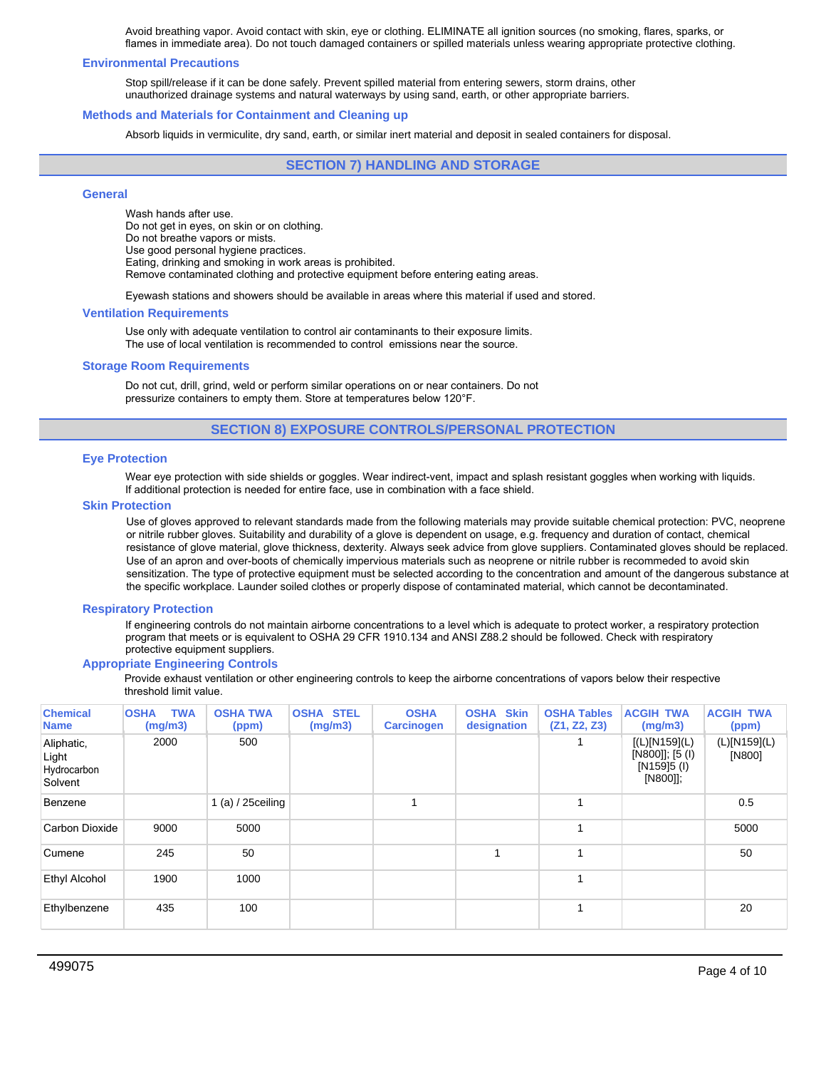Avoid breathing vapor. Avoid contact with skin, eye or clothing. ELIMINATE all ignition sources (no smoking, flares, sparks, or flames in immediate area). Do not touch damaged containers or spilled materials unless wearing appropriate protective clothing.

### Environmental Precautions

Stop spill/release if it can be done safely. Prevent spilled material from entering sewers, storm drains, other unauthorized drainage systems and natural waterways by using sand, earth, or other appropriate barriers.

### Methods and Materials for Containment and Cleaning up

Absorb liquids in vermiculite, dry sand, earth, or similar inert material and deposit in sealed containers for disposal.

## SECTION 7) HANDLING AND STORAGE

### General

Wash hands after use.
Do not get in eyes, on skin or on clothing.
Do not breathe vapors or mists.
Use good personal hygiene practices.
Eating, drinking and smoking in work areas is prohibited.
Remove contaminated clothing and protective equipment before entering eating areas.

Eyewash stations and showers should be available in areas where this material if used and stored.

### Ventilation Requirements

Use only with adequate ventilation to control air contaminants to their exposure limits.
The use of local ventilation is recommended to control emissions near the source.

### Storage Room Requirements

Do not cut, drill, grind, weld or perform similar operations on or near containers. Do not pressurize containers to empty them. Store at temperatures below 120°F.

## SECTION 8) EXPOSURE CONTROLS/PERSONAL PROTECTION

### Eye Protection

Wear eye protection with side shields or goggles. Wear indirect-vent, impact and splash resistant goggles when working with liquids. If additional protection is needed for entire face, use in combination with a face shield.

### Skin Protection

Use of gloves approved to relevant standards made from the following materials may provide suitable chemical protection: PVC, neoprene or nitrile rubber gloves. Suitability and durability of a glove is dependent on usage, e.g. frequency and duration of contact, chemical resistance of glove material, glove thickness, dexterity. Always seek advice from glove suppliers. Contaminated gloves should be replaced. Use of an apron and over-boots of chemically impervious materials such as neoprene or nitrile rubber is recommeded to avoid skin sensitization. The type of protective equipment must be selected according to the concentration and amount of the dangerous substance at the specific workplace. Launder soiled clothes or properly dispose of contaminated material, which cannot be decontaminated.

### Respiratory Protection

If engineering controls do not maintain airborne concentrations to a level which is adequate to protect worker, a respiratory protection program that meets or is equivalent to OSHA 29 CFR 1910.134 and ANSI Z88.2 should be followed. Check with respiratory protective equipment suppliers.

### Appropriate Engineering Controls

Provide exhaust ventilation or other engineering controls to keep the airborne concentrations of vapors below their respective threshold limit value.

| Chemical Name | OSHA TWA (mg/m3) | OSHA TWA (ppm) | OSHA STEL (mg/m3) | OSHA Carcinogen | OSHA Skin designation | OSHA Tables (Z1, Z2, Z3) | ACGIH TWA (mg/m3) | ACGIH TWA (ppm) |
|---|---|---|---|---|---|---|---|---|
| Aliphatic, Light Hydrocarbon Solvent | 2000 | 500 | | | | 1 | [(L)[N159](L)[N800]]; [5 (I) [N159]5 (I) [N800]]; | (L)[N159](L)[N800] |
| Benzene | | 1 (a) / 25ceiling | | 1 | | 1 | | 0.5 |
| Carbon Dioxide | 9000 | 5000 | | | | 1 | | 5000 |
| Cumene | 245 | 50 | | | 1 | 1 | | 50 |
| Ethyl Alcohol | 1900 | 1000 | | | | 1 | | |
| Ethylbenzene | 435 | 100 | | | | 1 | | 20 |

499075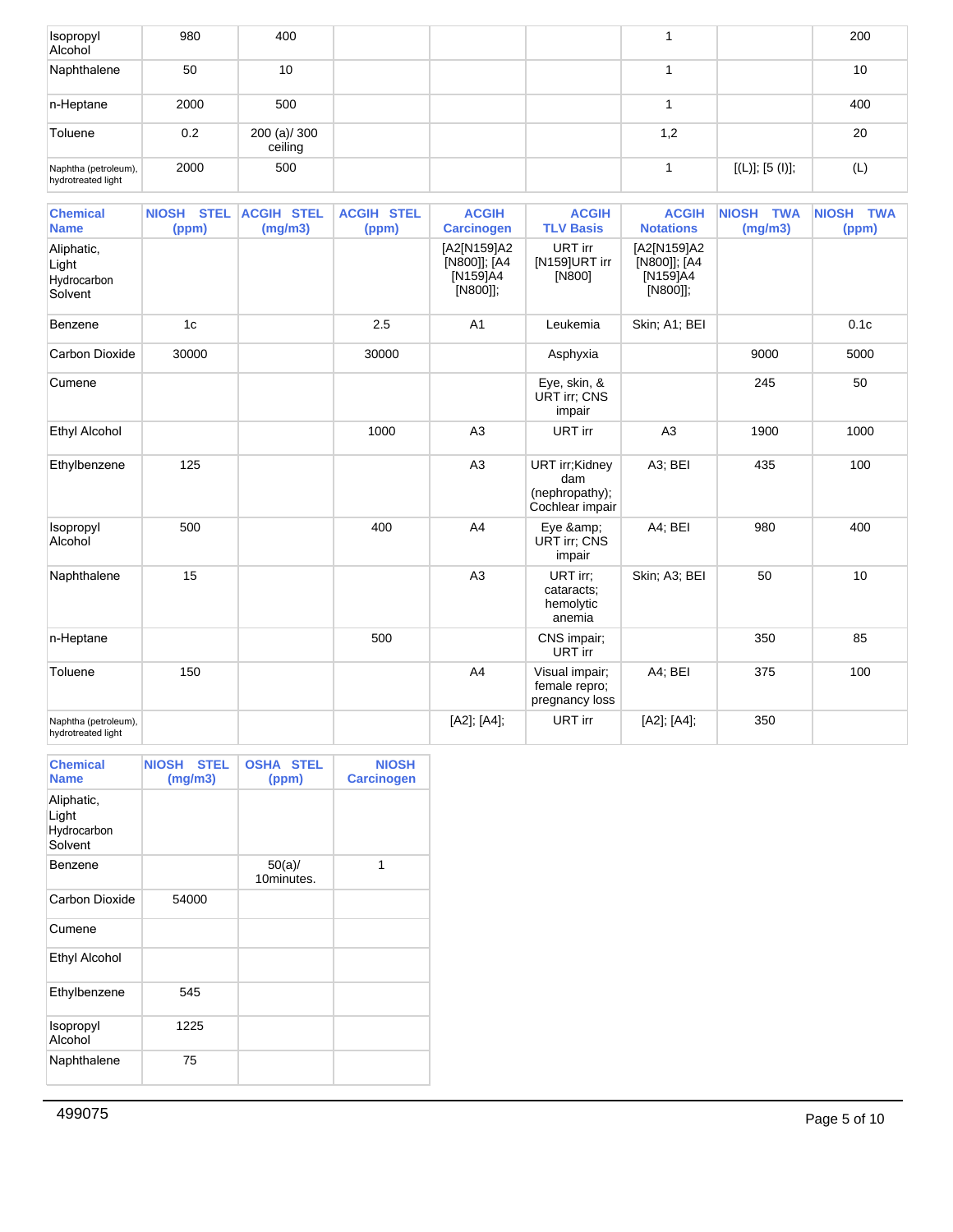| Isopropyl Alcohol | 980 | 400 | | | | 1 | | 200 |
|---|---|---|---|---|---|---|---|---|
| Naphthalene | 50 | 10 | | | | 1 | | 10 |
| n-Heptane | 2000 | 500 | | | | 1 | | 400 |
| Toluene | 0.2 | 200 (a)/ 300 ceiling | | | | 1,2 | | 20 |
| Naphtha (petroleum), hydrotreated light | 2000 | 500 | | | | 1 | [(L)]; [5 (I)]; | (L) |

| Chemical Name | NIOSH STEL (ppm) | ACGIH STEL (mg/m3) | ACGIH STEL (ppm) | ACGIH Carcinogen | ACGIH TLV Basis | ACGIH Notations | NIOSH TWA (mg/m3) | NIOSH TWA (ppm) |
|---|---|---|---|---|---|---|---|---|
| Aliphatic, Light Hydrocarbon Solvent | | | | [A2[N159]A2 [N800]]; [A4 [N159]A4 [N800]]; | URT irr [N159]URT irr [N800] | [A2[N159]A2 [N800]]; [A4 [N159]A4 [N800]]; | | |
| Benzene | 1c | | 2.5 | A1 | Leukemia | Skin; A1; BEI | | 0.1c |
| Carbon Dioxide | 30000 | | 30000 | | Asphyxia | | 9000 | 5000 |
| Cumene | | | | | Eye, skin, & URT irr; CNS impair | | 245 | 50 |
| Ethyl Alcohol | | | 1000 | A3 | URT irr | A3 | 1900 | 1000 |
| Ethylbenzene | 125 | | | A3 | URT irr;Kidney dam (nephropathy); Cochlear impair | A3; BEI | 435 | 100 |
| Isopropyl Alcohol | 500 | | 400 | A4 | Eye &amp; URT irr; CNS impair | A4; BEI | 980 | 400 |
| Naphthalene | 15 | | | A3 | URT irr; cataracts; hemolytic anemia | Skin; A3; BEI | 50 | 10 |
| n-Heptane | | | 500 | | CNS impair; URT irr | | 350 | 85 |
| Toluene | 150 | | | A4 | Visual impair; female repro; pregnancy loss | A4; BEI | 375 | 100 |
| Naphtha (petroleum), hydrotreated light | | | | [A2]; [A4]; | URT irr | [A2]; [A4]; | 350 | |

| Chemical Name | NIOSH STEL (mg/m3) | OSHA STEL (ppm) | NIOSH Carcinogen |
|---|---|---|---|
| Aliphatic, Light Hydrocarbon Solvent | | | |
| Benzene | | 50(a)/ 10minutes. | 1 |
| Carbon Dioxide | 54000 | | |
| Cumene | | | |
| Ethyl Alcohol | | | |
| Ethylbenzene | 545 | | |
| Isopropyl Alcohol | 1225 | | |
| Naphthalene | 75 | | |

499075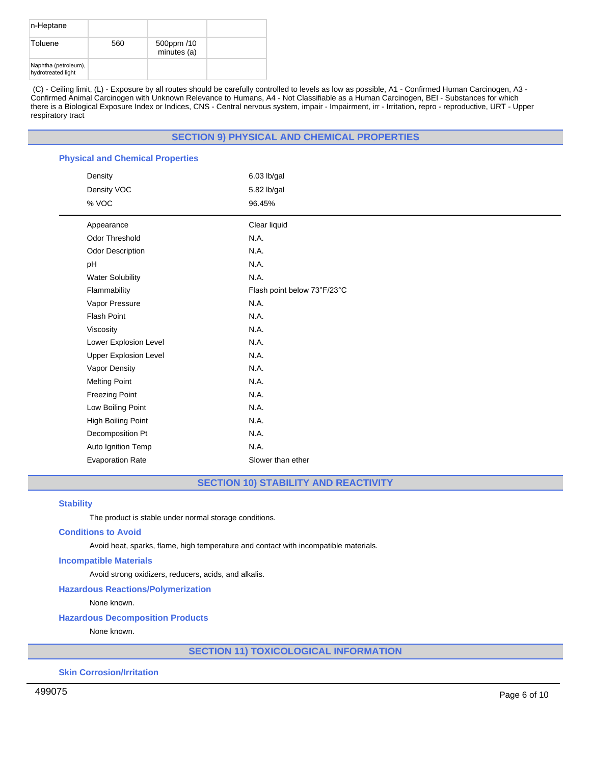| n-Heptane | | | |
|---|---|---|---|
| Toluene | 560 | 500ppm /10 minutes (a) | |
| Naphtha (petroleum), hydrotreated light | | | |

(C) - Ceiling limit, (L) - Exposure by all routes should be carefully controlled to levels as low as possible, A1 - Confirmed Human Carcinogen, A3 - Confirmed Animal Carcinogen with Unknown Relevance to Humans, A4 - Not Classifiable as a Human Carcinogen, BEI - Substances for which there is a Biological Exposure Index or Indices, CNS - Central nervous system, impair - Impairment, irr - Irritation, repro - reproductive, URT - Upper respiratory tract

## SECTION 9) PHYSICAL AND CHEMICAL PROPERTIES

### Physical and Chemical Properties

| Property | Value |
|---|---|
| Density | 6.03 lb/gal |
| Density VOC | 5.82 lb/gal |
| % VOC | 96.45% |

| Property | Value |
|---|---|
| Appearance | Clear liquid |
| Odor Threshold | N.A. |
| Odor Description | N.A. |
| pH | N.A. |
| Water Solubility | N.A. |
| Flammability | Flash point below 73°F/23°C |
| Vapor Pressure | N.A. |
| Flash Point | N.A. |
| Viscosity | N.A. |
| Lower Explosion Level | N.A. |
| Upper Explosion Level | N.A. |
| Vapor Density | N.A. |
| Melting Point | N.A. |
| Freezing Point | N.A. |
| Low Boiling Point | N.A. |
| High Boiling Point | N.A. |
| Decomposition Pt | N.A. |
| Auto Ignition Temp | N.A. |
| Evaporation Rate | Slower than ether |

## SECTION 10) STABILITY AND REACTIVITY

### Stability

The product is stable under normal storage conditions.

### Conditions to Avoid

Avoid heat, sparks, flame, high temperature and contact with incompatible materials.

### Incompatible Materials

Avoid strong oxidizers, reducers, acids, and alkalis.

### Hazardous Reactions/Polymerization

None known.

### Hazardous Decomposition Products

None known.

## SECTION 11) TOXICOLOGICAL INFORMATION

### Skin Corrosion/Irritation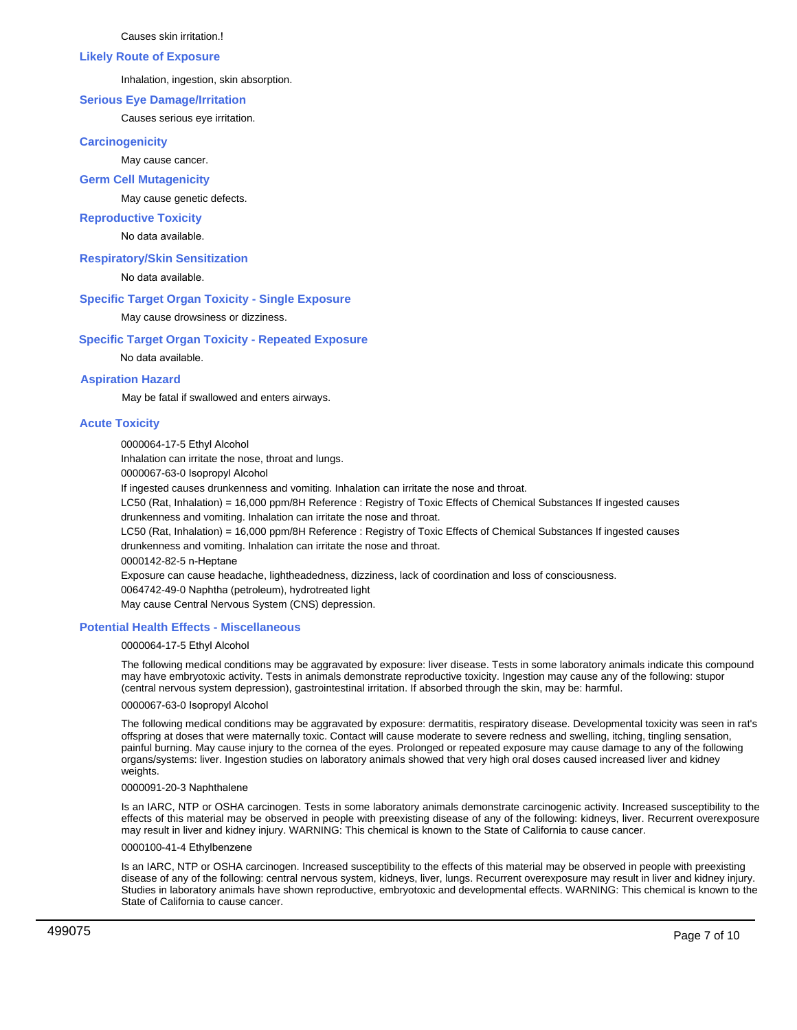Causes skin irritation.!

### Likely Route of Exposure

Inhalation, ingestion, skin absorption.

### Serious Eye Damage/Irritation

Causes serious eye irritation.

### Carcinogenicity

May cause cancer.

### Germ Cell Mutagenicity

May cause genetic defects.

### Reproductive Toxicity

No data available.

### Respiratory/Skin Sensitization

No data available.

### Specific Target Organ Toxicity - Single Exposure

May cause drowsiness or dizziness.

### Specific Target Organ Toxicity - Repeated Exposure

No data available.

### Aspiration Hazard

May be fatal if swallowed and enters airways.

### Acute Toxicity

0000064-17-5 Ethyl Alcohol

Inhalation can irritate the nose, throat and lungs.

0000067-63-0 Isopropyl Alcohol

If ingested causes drunkenness and vomiting. Inhalation can irritate the nose and throat.

LC50 (Rat, Inhalation) = 16,000 ppm/8H Reference : Registry of Toxic Effects of Chemical Substances If ingested causes drunkenness and vomiting. Inhalation can irritate the nose and throat.

LC50 (Rat, Inhalation) = 16,000 ppm/8H Reference : Registry of Toxic Effects of Chemical Substances If ingested causes drunkenness and vomiting. Inhalation can irritate the nose and throat.

0000142-82-5 n-Heptane

Exposure can cause headache, lightheadedness, dizziness, lack of coordination and loss of consciousness.

0064742-49-0 Naphtha (petroleum), hydrotreated light

May cause Central Nervous System (CNS) depression.

### Potential Health Effects - Miscellaneous

0000064-17-5 Ethyl Alcohol

The following medical conditions may be aggravated by exposure: liver disease. Tests in some laboratory animals indicate this compound may have embryotoxic activity. Tests in animals demonstrate reproductive toxicity. Ingestion may cause any of the following: stupor (central nervous system depression), gastrointestinal irritation. If absorbed through the skin, may be: harmful.

0000067-63-0 Isopropyl Alcohol

The following medical conditions may be aggravated by exposure: dermatitis, respiratory disease. Developmental toxicity was seen in rat's offspring at doses that were maternally toxic. Contact will cause moderate to severe redness and swelling, itching, tingling sensation, painful burning. May cause injury to the cornea of the eyes. Prolonged or repeated exposure may cause damage to any of the following organs/systems: liver. Ingestion studies on laboratory animals showed that very high oral doses caused increased liver and kidney weights.

0000091-20-3 Naphthalene

Is an IARC, NTP or OSHA carcinogen. Tests in some laboratory animals demonstrate carcinogenic activity. Increased susceptibility to the effects of this material may be observed in people with preexisting disease of any of the following: kidneys, liver. Recurrent overexposure may result in liver and kidney injury. WARNING: This chemical is known to the State of California to cause cancer.

0000100-41-4 Ethylbenzene

Is an IARC, NTP or OSHA carcinogen. Increased susceptibility to the effects of this material may be observed in people with preexisting disease of any of the following: central nervous system, kidneys, liver, lungs. Recurrent overexposure may result in liver and kidney injury. Studies in laboratory animals have shown reproductive, embryotoxic and developmental effects. WARNING: This chemical is known to the State of California to cause cancer.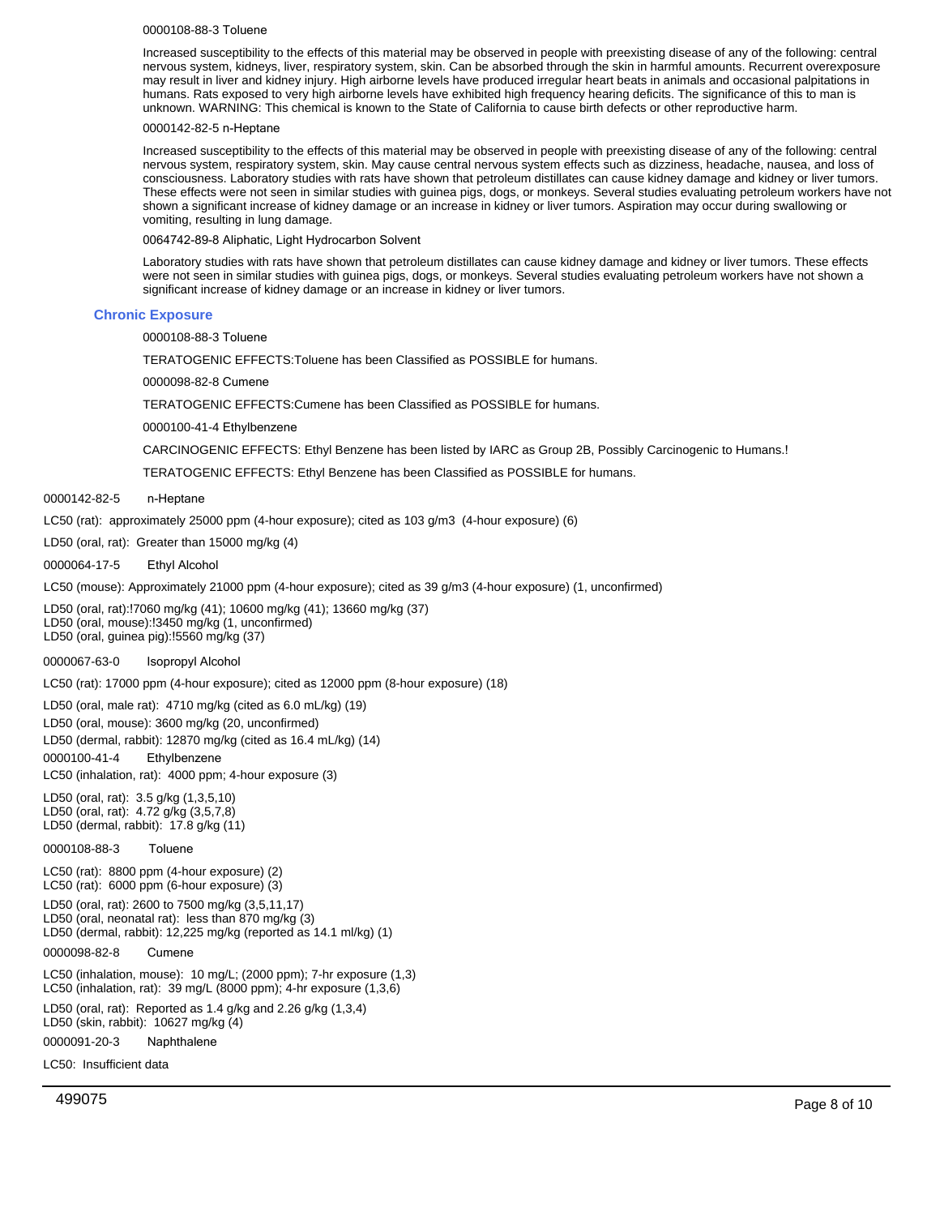0000108-88-3 Toluene

Increased susceptibility to the effects of this material may be observed in people with preexisting disease of any of the following: central nervous system, kidneys, liver, respiratory system, skin. Can be absorbed through the skin in harmful amounts. Recurrent overexposure may result in liver and kidney injury. High airborne levels have produced irregular heart beats in animals and occasional palpitations in humans. Rats exposed to very high airborne levels have exhibited high frequency hearing deficits. The significance of this to man is unknown. WARNING: This chemical is known to the State of California to cause birth defects or other reproductive harm.

0000142-82-5 n-Heptane

Increased susceptibility to the effects of this material may be observed in people with preexisting disease of any of the following: central nervous system, respiratory system, skin. May cause central nervous system effects such as dizziness, headache, nausea, and loss of consciousness. Laboratory studies with rats have shown that petroleum distillates can cause kidney damage and kidney or liver tumors. These effects were not seen in similar studies with guinea pigs, dogs, or monkeys. Several studies evaluating petroleum workers have not shown a significant increase of kidney damage or an increase in kidney or liver tumors. Aspiration may occur during swallowing or vomiting, resulting in lung damage.

0064742-89-8 Aliphatic, Light Hydrocarbon Solvent

Laboratory studies with rats have shown that petroleum distillates can cause kidney damage and kidney or liver tumors. These effects were not seen in similar studies with guinea pigs, dogs, or monkeys. Several studies evaluating petroleum workers have not shown a significant increase of kidney damage or an increase in kidney or liver tumors.

## Chronic Exposure

0000108-88-3 Toluene

TERATOGENIC EFFECTS:Toluene has been Classified as POSSIBLE for humans.

0000098-82-8 Cumene

TERATOGENIC EFFECTS:Cumene has been Classified as POSSIBLE for humans.

0000100-41-4 Ethylbenzene

CARCINOGENIC EFFECTS: Ethyl Benzene has been listed by IARC as Group 2B, Possibly Carcinogenic to Humans.!

TERATOGENIC EFFECTS: Ethyl Benzene has been Classified as POSSIBLE for humans.

0000142-82-5 n-Heptane

LC50 (rat): approximately 25000 ppm (4-hour exposure); cited as 103 g/m3 (4-hour exposure) (6)

LD50 (oral, rat): Greater than 15000 mg/kg (4)

0000064-17-5 Ethyl Alcohol

LC50 (mouse): Approximately 21000 ppm (4-hour exposure); cited as 39 g/m3 (4-hour exposure) (1, unconfirmed)

LD50 (oral, rat):!7060 mg/kg (41); 10600 mg/kg (41); 13660 mg/kg (37)
LD50 (oral, mouse):!3450 mg/kg (1, unconfirmed)
LD50 (oral, guinea pig):!5560 mg/kg (37)

0000067-63-0 Isopropyl Alcohol

LC50 (rat): 17000 ppm (4-hour exposure); cited as 12000 ppm (8-hour exposure) (18)

LD50 (oral, male rat): 4710 mg/kg (cited as 6.0 mL/kg) (19)

LD50 (oral, mouse): 3600 mg/kg (20, unconfirmed)

LD50 (dermal, rabbit): 12870 mg/kg (cited as 16.4 mL/kg) (14)

0000100-41-4 Ethylbenzene

LC50 (inhalation, rat): 4000 ppm; 4-hour exposure (3)

LD50 (oral, rat): 3.5 g/kg (1,3,5,10)
LD50 (oral, rat): 4.72 g/kg (3,5,7,8)
LD50 (dermal, rabbit): 17.8 g/kg (11)

0000108-88-3 Toluene

LC50 (rat): 8800 ppm (4-hour exposure) (2)
LC50 (rat): 6000 ppm (6-hour exposure) (3)

LD50 (oral, rat): 2600 to 7500 mg/kg (3,5,11,17)
LD50 (oral, neonatal rat): less than 870 mg/kg (3)
LD50 (dermal, rabbit): 12,225 mg/kg (reported as 14.1 ml/kg) (1)

0000098-82-8 Cumene

LC50 (inhalation, mouse): 10 mg/L; (2000 ppm); 7-hr exposure (1,3)
LC50 (inhalation, rat): 39 mg/L (8000 ppm); 4-hr exposure (1,3,6)

LD50 (oral, rat): Reported as 1.4 g/kg and 2.26 g/kg (1,3,4)
LD50 (skin, rabbit): 10627 mg/kg (4)

0000091-20-3 Naphthalene

LC50: Insufficient data

499075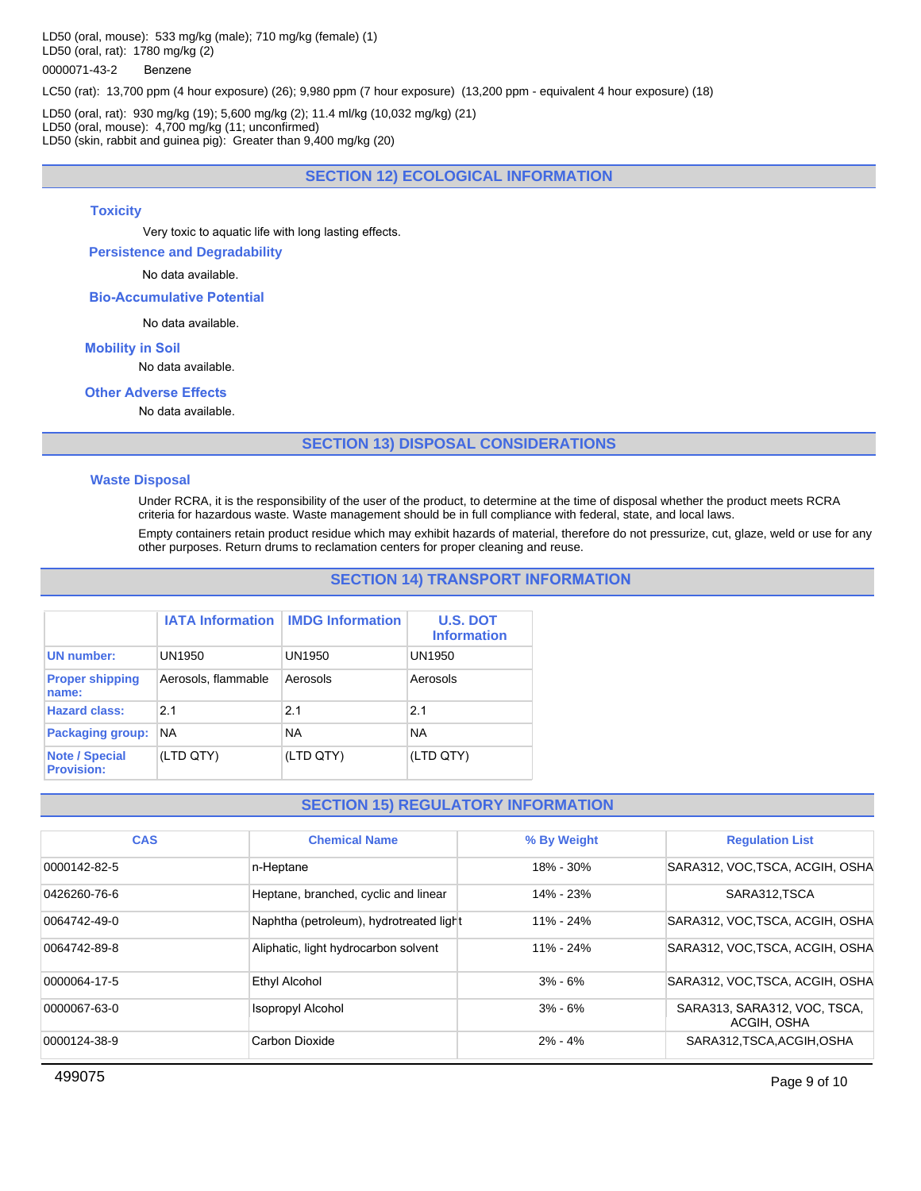LD50 (oral, mouse): 533 mg/kg (male); 710 mg/kg (female) (1)
LD50 (oral, rat): 1780 mg/kg (2)

0000071-43-2 Benzene

LC50 (rat): 13,700 ppm (4 hour exposure) (26); 9,980 ppm (7 hour exposure) (13,200 ppm - equivalent 4 hour exposure) (18)

LD50 (oral, rat): 930 mg/kg (19); 5,600 mg/kg (2); 11.4 ml/kg (10,032 mg/kg) (21)
LD50 (oral, mouse): 4,700 mg/kg (11; unconfirmed)
LD50 (skin, rabbit and guinea pig): Greater than 9,400 mg/kg (20)

## SECTION 12) ECOLOGICAL INFORMATION

### Toxicity

Very toxic to aquatic life with long lasting effects.

### Persistence and Degradability

No data available.

### Bio-Accumulative Potential

No data available.

### Mobility in Soil

No data available.

### Other Adverse Effects

No data available.

## SECTION 13) DISPOSAL CONSIDERATIONS

### Waste Disposal

Under RCRA, it is the responsibility of the user of the product, to determine at the time of disposal whether the product meets RCRA criteria for hazardous waste. Waste management should be in full compliance with federal, state, and local laws.

Empty containers retain product residue which may exhibit hazards of material, therefore do not pressurize, cut, glaze, weld or use for any other purposes. Return drums to reclamation centers for proper cleaning and reuse.

## SECTION 14) TRANSPORT INFORMATION

| | IATA Information | IMDG Information | U.S. DOT Information |
|---|---|---|---|
| UN number: | UN1950 | UN1950 | UN1950 |
| Proper shipping name: | Aerosols, flammable | Aerosols | Aerosols |
| Hazard class: | 2.1 | 2.1 | 2.1 |
| Packaging group: | NA | NA | NA |
| Note / Special Provision: | (LTD QTY) | (LTD QTY) | (LTD QTY) |

## SECTION 15) REGULATORY INFORMATION

| CAS | Chemical Name | % By Weight | Regulation List |
|---|---|---|---|
| 0000142-82-5 | n-Heptane | 18% - 30% | SARA312, VOC,TSCA, ACGIH, OSHA |
| 0426260-76-6 | Heptane, branched, cyclic and linear | 14% - 23% | SARA312,TSCA |
| 0064742-49-0 | Naphtha (petroleum), hydrotreated light | 11% - 24% | SARA312, VOC,TSCA, ACGIH, OSHA |
| 0064742-89-8 | Aliphatic, light hydrocarbon solvent | 11% - 24% | SARA312, VOC,TSCA, ACGIH, OSHA |
| 0000064-17-5 | Ethyl Alcohol | 3% - 6% | SARA312, VOC,TSCA, ACGIH, OSHA |
| 0000067-63-0 | Isopropyl Alcohol | 3% - 6% | SARA313, SARA312, VOC, TSCA, ACGIH, OSHA |
| 0000124-38-9 | Carbon Dioxide | 2% - 4% | SARA312,TSCA,ACGIH,OSHA |

499075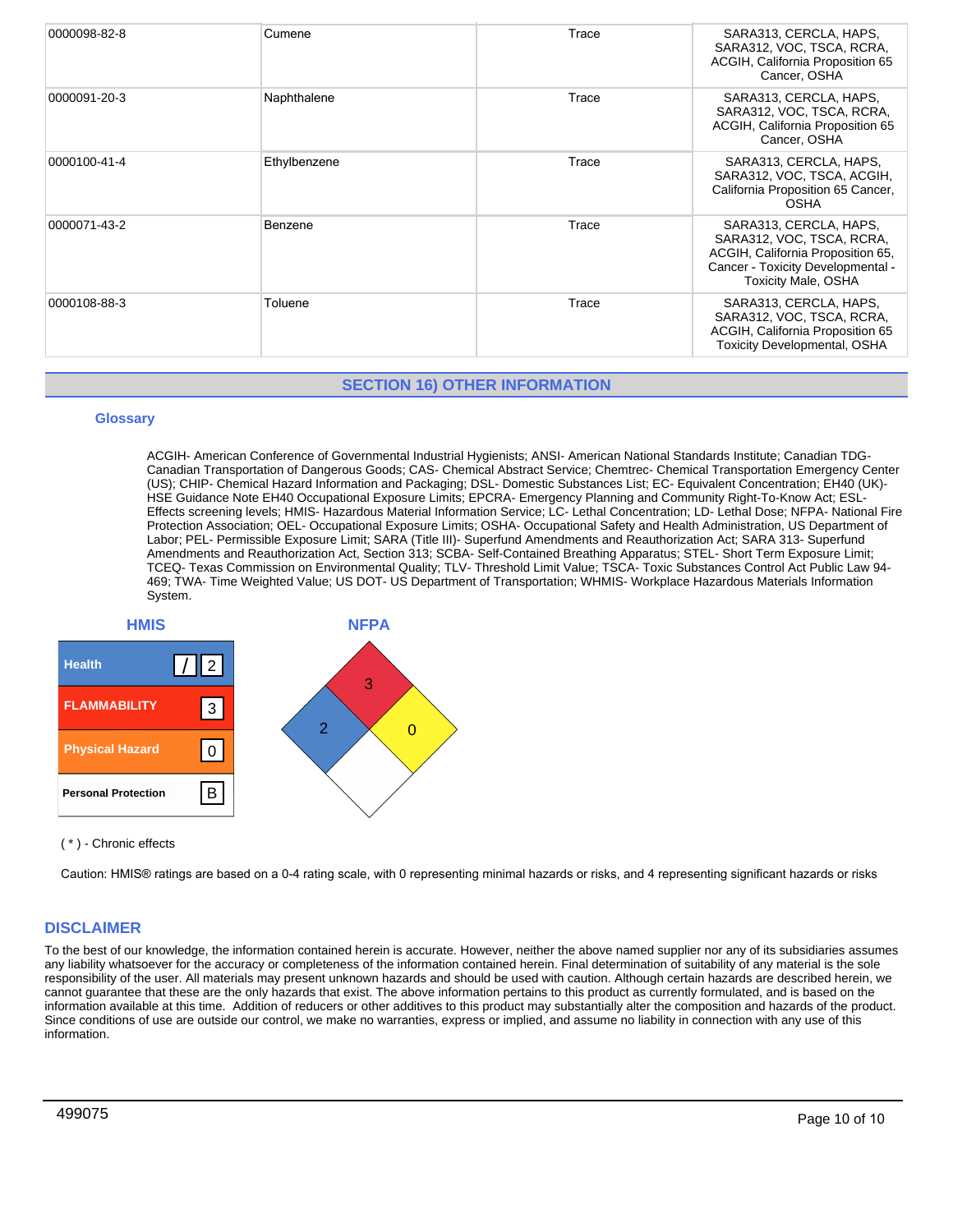| | | | |
|---|---|---|---|
| 0000098-82-8 | Cumene | Trace | SARA313, CERCLA, HAPS, SARA312, VOC, TSCA, RCRA, ACGIH, California Proposition 65 Cancer, OSHA |
| 0000091-20-3 | Naphthalene | Trace | SARA313, CERCLA, HAPS, SARA312, VOC, TSCA, RCRA, ACGIH, California Proposition 65 Cancer, OSHA |
| 0000100-41-4 | Ethylbenzene | Trace | SARA313, CERCLA, HAPS, SARA312, VOC, TSCA, ACGIH, California Proposition 65 Cancer, OSHA |
| 0000071-43-2 | Benzene | Trace | SARA313, CERCLA, HAPS, SARA312, VOC, TSCA, RCRA, ACGIH, California Proposition 65, Cancer - Toxicity Developmental - Toxicity Male, OSHA |
| 0000108-88-3 | Toluene | Trace | SARA313, CERCLA, HAPS, SARA312, VOC, TSCA, RCRA, ACGIH, California Proposition 65 Toxicity Developmental, OSHA |

## SECTION 16) OTHER INFORMATION

### Glossary

ACGIH- American Conference of Governmental Industrial Hygienists; ANSI- American National Standards Institute; Canadian TDG- Canadian Transportation of Dangerous Goods; CAS- Chemical Abstract Service; Chemtrec- Chemical Transportation Emergency Center (US); CHIP- Chemical Hazard Information and Packaging; DSL- Domestic Substances List; EC- Equivalent Concentration; EH40 (UK)- HSE Guidance Note EH40 Occupational Exposure Limits; EPCRA- Emergency Planning and Community Right-To-Know Act; ESL- Effects screening levels; HMIS- Hazardous Material Information Service; LC- Lethal Concentration; LD- Lethal Dose; NFPA- National Fire Protection Association; OEL- Occupational Exposure Limits; OSHA- Occupational Safety and Health Administration, US Department of Labor; PEL- Permissible Exposure Limit; SARA (Title III)- Superfund Amendments and Reauthorization Act; SARA 313- Superfund Amendments and Reauthorization Act, Section 313; SCBA- Self-Contained Breathing Apparatus; STEL- Short Term Exposure Limit; TCEQ- Texas Commission on Environmental Quality; TLV- Threshold Limit Value; TSCA- Toxic Substances Control Act Public Law 94-469; TWA- Time Weighted Value; US DOT- US Department of Transportation; WHMIS- Workplace Hazardous Materials Information System.

**HMIS**

| | |
|---|---|
| Health | / 2 |
| FLAMMABILITY | 3 |
| Physical Hazard | 0 |
| Personal Protection | B |

**NFPA**

3
2
0

( * ) - Chronic effects

Caution: HMIS® ratings are based on a 0-4 rating scale, with 0 representing minimal hazards or risks, and 4 representing significant hazards or risks

## DISCLAIMER

To the best of our knowledge, the information contained herein is accurate. However, neither the above named supplier nor any of its subsidiaries assumes any liability whatsoever for the accuracy or completeness of the information contained herein. Final determination of suitability of any material is the sole responsibility of the user. All materials may present unknown hazards and should be used with caution. Although certain hazards are described herein, we cannot guarantee that these are the only hazards that exist. The above information pertains to this product as currently formulated, and is based on the information available at this time. Addition of reducers or other additives to this product may substantially alter the composition and hazards of the product. Since conditions of use are outside our control, we make no warranties, express or implied, and assume no liability in connection with any use of this information.

499075